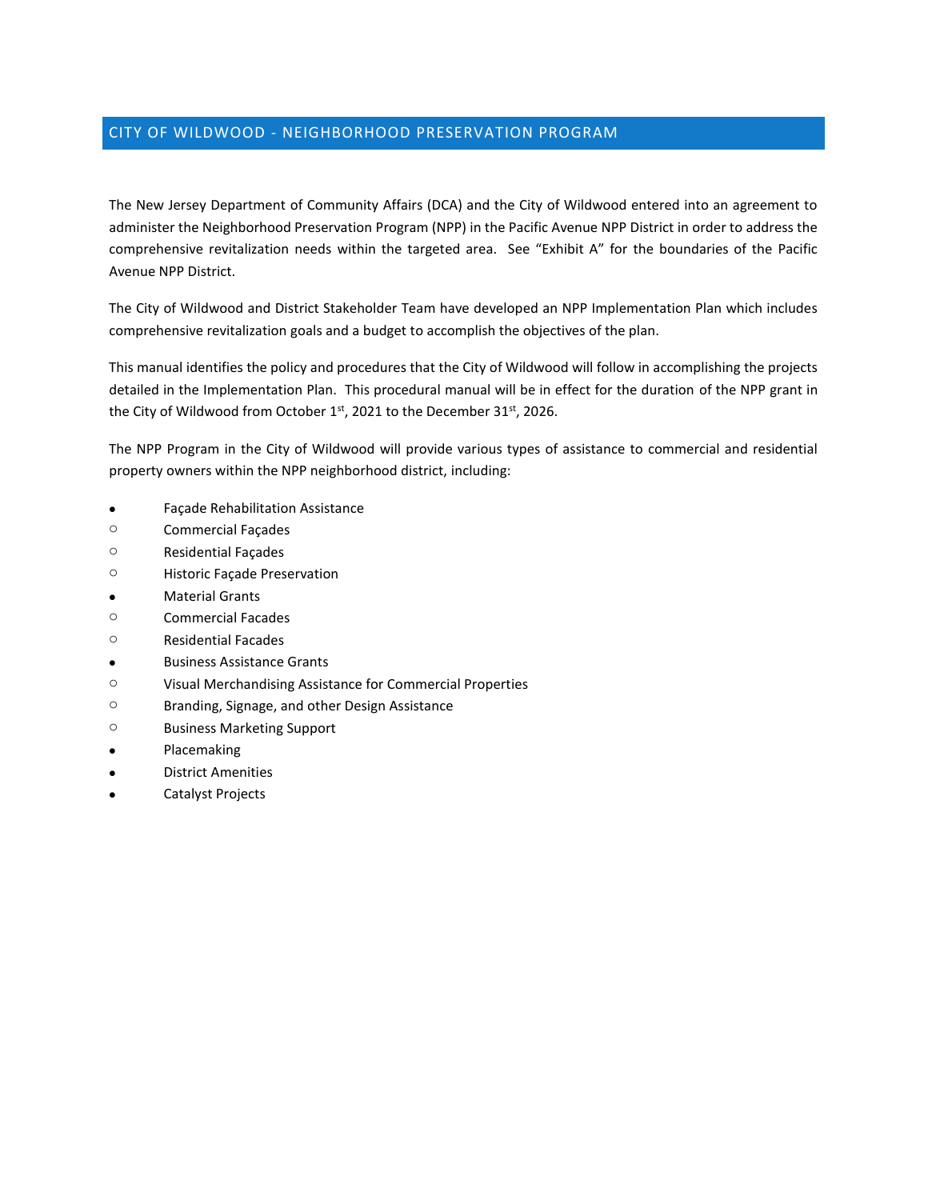# CITY OF WILDWOOD - NEIGHBORHOOD PRESERVATION PROGRAM

The New Jersey Department of Community Affairs (DCA) and the City of Wildwood entered into an agreement to administer the Neighborhood Preservation Program (NPP) in the Pacific Avenue NPP District in order to address the comprehensive revitalization needs within the targeted area. See "Exhibit A" for the boundaries of the Pacific Avenue NPP District.

The City of Wildwood and District Stakeholder Team have developed an NPP Implementation Plan which includes comprehensive revitalization goals and a budget to accomplish the objectives of the plan.

This manual identifies the policy and procedures that the City of Wildwood will follow in accomplishing the projects detailed in the Implementation Plan. This procedural manual will be in effect for the duration of the NPP grant in the City of Wildwood from October 1st, 2021 to the December 31st, 2026.

The NPP Program in the City of Wildwood will provide various types of assistance to commercial and residential property owners within the NPP neighborhood district, including:

- Façade Rehabilitation Assistance
  - Commercial Façades
  - Residential Façades
  - Historic Façade Preservation
- Material Grants
  - Commercial Facades
  - Residential Facades
- Business Assistance Grants
  - Visual Merchandising Assistance for Commercial Properties
  - Branding, Signage, and other Design Assistance
  - Business Marketing Support
- Placemaking
- District Amenities
- Catalyst Projects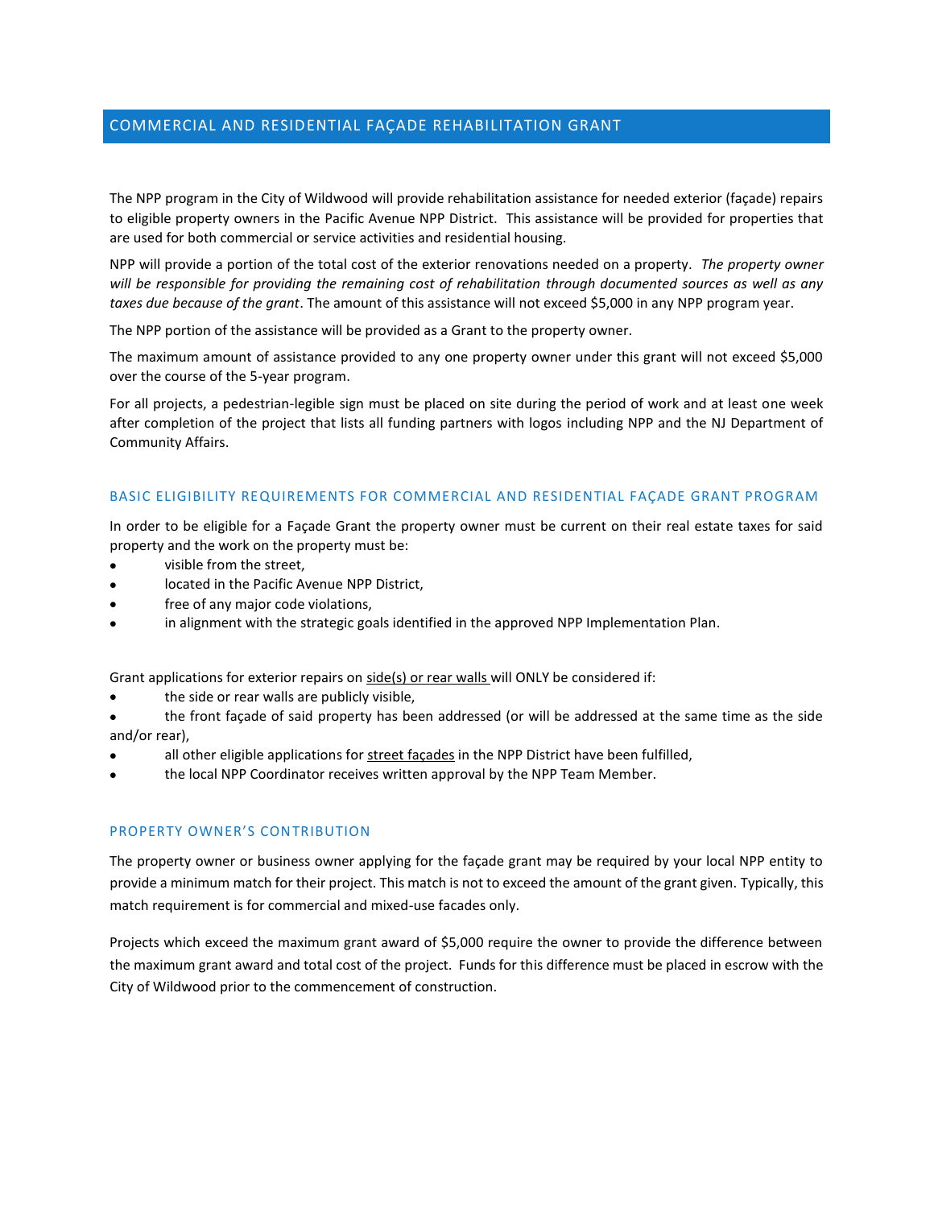## COMMERCIAL AND RESIDENTIAL FAÇADE REHABILITATION GRANT

The NPP program in the City of Wildwood will provide rehabilitation assistance for needed exterior (façade) repairs to eligible property owners in the Pacific Avenue NPP District. This assistance will be provided for properties that are used for both commercial or service activities and residential housing.

NPP will provide a portion of the total cost of the exterior renovations needed on a property. *The property owner will be responsible for providing the remaining cost of rehabilitation through documented sources as well as any taxes due because of the grant*. The amount of this assistance will not exceed $5,000 in any NPP program year.

The NPP portion of the assistance will be provided as a Grant to the property owner.

The maximum amount of assistance provided to any one property owner under this grant will not exceed $5,000 over the course of the 5-year program.

For all projects, a pedestrian-legible sign must be placed on site during the period of work and at least one week after completion of the project that lists all funding partners with logos including NPP and the NJ Department of Community Affairs.

### BASIC ELIGIBILITY REQUIREMENTS FOR COMMERCIAL AND RESIDENTIAL FAÇADE GRANT PROGRAM

In order to be eligible for a Façade Grant the property owner must be current on their real estate taxes for said property and the work on the property must be:

- visible from the street,
- located in the Pacific Avenue NPP District,
- free of any major code violations,
- in alignment with the strategic goals identified in the approved NPP Implementation Plan.

Grant applications for exterior repairs on side(s) or rear walls will ONLY be considered if:

- the side or rear walls are publicly visible,
- the front façade of said property has been addressed (or will be addressed at the same time as the side and/or rear),
- all other eligible applications for street façades in the NPP District have been fulfilled,
- the local NPP Coordinator receives written approval by the NPP Team Member.

### PROPERTY OWNER'S CONTRIBUTION

The property owner or business owner applying for the façade grant may be required by your local NPP entity to provide a minimum match for their project. This match is not to exceed the amount of the grant given. Typically, this match requirement is for commercial and mixed-use facades only.

Projects which exceed the maximum grant award of $5,000 require the owner to provide the difference between the maximum grant award and total cost of the project. Funds for this difference must be placed in escrow with the City of Wildwood prior to the commencement of construction.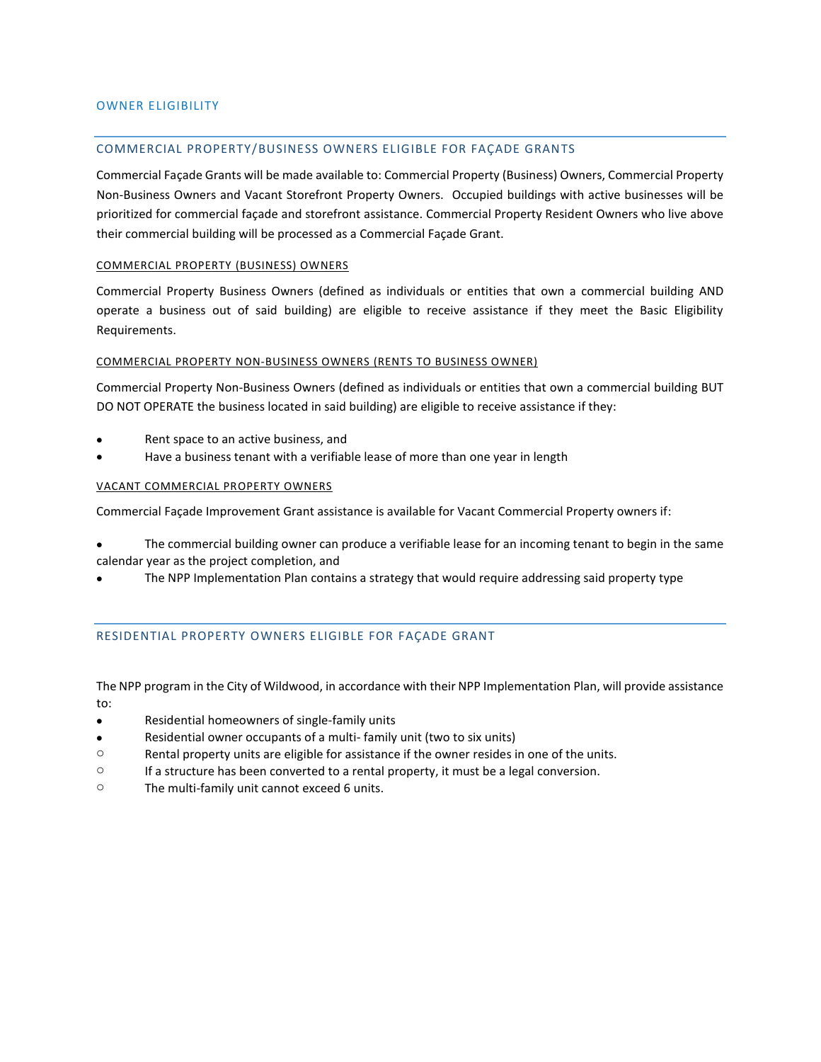## OWNER ELIGIBILITY

### COMMERCIAL PROPERTY/BUSINESS OWNERS ELIGIBLE FOR FAÇADE GRANTS

Commercial Façade Grants will be made available to: Commercial Property (Business) Owners, Commercial Property Non-Business Owners and Vacant Storefront Property Owners. Occupied buildings with active businesses will be prioritized for commercial façade and storefront assistance. Commercial Property Resident Owners who live above their commercial building will be processed as a Commercial Façade Grant.

#### COMMERCIAL PROPERTY (BUSINESS) OWNERS

Commercial Property Business Owners (defined as individuals or entities that own a commercial building AND operate a business out of said building) are eligible to receive assistance if they meet the Basic Eligibility Requirements.

#### COMMERCIAL PROPERTY NON-BUSINESS OWNERS (RENTS TO BUSINESS OWNER)

Commercial Property Non-Business Owners (defined as individuals or entities that own a commercial building BUT DO NOT OPERATE the business located in said building) are eligible to receive assistance if they:

- Rent space to an active business, and
- Have a business tenant with a verifiable lease of more than one year in length

#### VACANT COMMERCIAL PROPERTY OWNERS

Commercial Façade Improvement Grant assistance is available for Vacant Commercial Property owners if:

- The commercial building owner can produce a verifiable lease for an incoming tenant to begin in the same calendar year as the project completion, and
- The NPP Implementation Plan contains a strategy that would require addressing said property type

### RESIDENTIAL PROPERTY OWNERS ELIGIBLE FOR FAÇADE GRANT

The NPP program in the City of Wildwood, in accordance with their NPP Implementation Plan, will provide assistance to:

- Residential homeowners of single-family units
- Residential owner occupants of a multi- family unit (two to six units)
  - Rental property units are eligible for assistance if the owner resides in one of the units.
  - If a structure has been converted to a rental property, it must be a legal conversion.
  - The multi-family unit cannot exceed 6 units.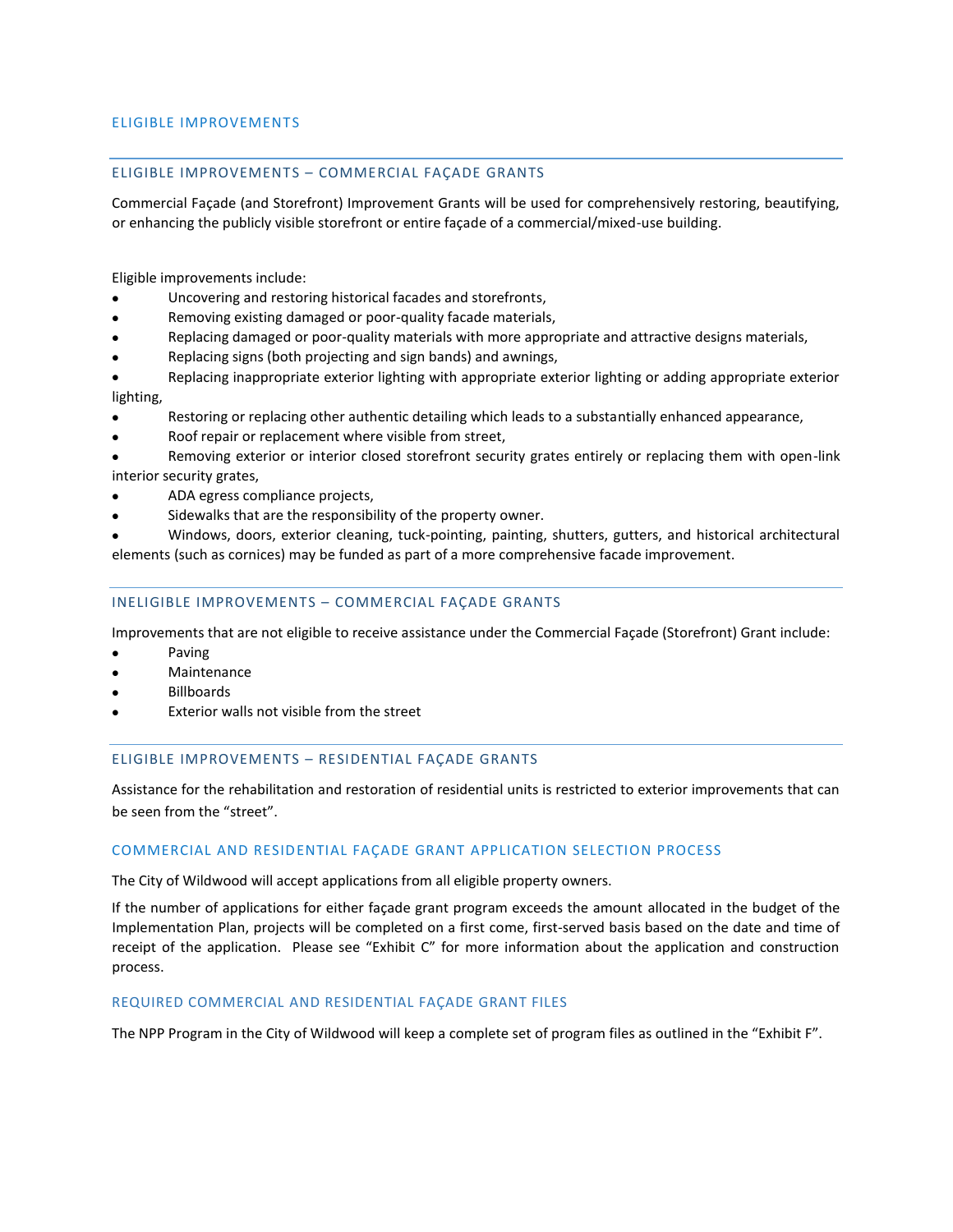## ELIGIBLE IMPROVEMENTS

### ELIGIBLE IMPROVEMENTS – COMMERCIAL FAÇADE GRANTS

Commercial Façade (and Storefront) Improvement Grants will be used for comprehensively restoring, beautifying, or enhancing the publicly visible storefront or entire façade of a commercial/mixed-use building.

Eligible improvements include:

- Uncovering and restoring historical facades and storefronts,
- Removing existing damaged or poor-quality facade materials,
- Replacing damaged or poor-quality materials with more appropriate and attractive designs materials,
- Replacing signs (both projecting and sign bands) and awnings,
- Replacing inappropriate exterior lighting with appropriate exterior lighting or adding appropriate exterior lighting,
- Restoring or replacing other authentic detailing which leads to a substantially enhanced appearance,
- Roof repair or replacement where visible from street,
- Removing exterior or interior closed storefront security grates entirely or replacing them with open-link interior security grates,
- ADA egress compliance projects,
- Sidewalks that are the responsibility of the property owner.
- Windows, doors, exterior cleaning, tuck-pointing, painting, shutters, gutters, and historical architectural elements (such as cornices) may be funded as part of a more comprehensive facade improvement.

### INELIGIBLE IMPROVEMENTS – COMMERCIAL FAÇADE GRANTS

Improvements that are not eligible to receive assistance under the Commercial Façade (Storefront) Grant include:

- Paving
- Maintenance
- Billboards
- Exterior walls not visible from the street

### ELIGIBLE IMPROVEMENTS – RESIDENTIAL FAÇADE GRANTS

Assistance for the rehabilitation and restoration of residential units is restricted to exterior improvements that can be seen from the "street".

### COMMERCIAL AND RESIDENTIAL FAÇADE GRANT APPLICATION SELECTION PROCESS

The City of Wildwood will accept applications from all eligible property owners.

If the number of applications for either façade grant program exceeds the amount allocated in the budget of the Implementation Plan, projects will be completed on a first come, first-served basis based on the date and time of receipt of the application. Please see "Exhibit C" for more information about the application and construction process.

### REQUIRED COMMERCIAL AND RESIDENTIAL FAÇADE GRANT FILES

The NPP Program in the City of Wildwood will keep a complete set of program files as outlined in the "Exhibit F".